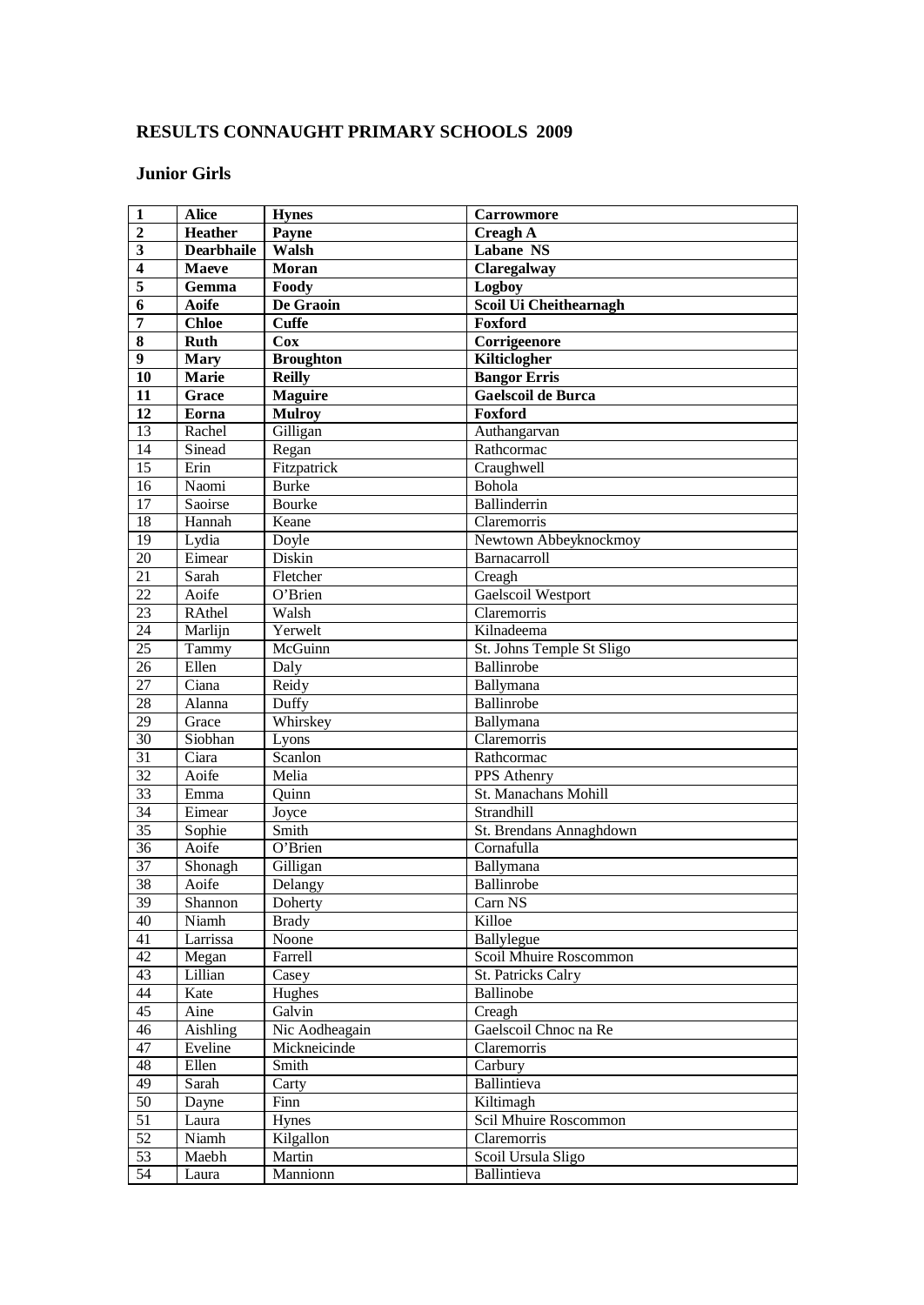## RESULTS CONNAUGHT PRIMARY SCHOOLS 2009

### Junior Girls

| **1** | **Alice** | **Hynes** | **Carrowmore** |
|---|---|---|---|
| **2** | **Heather** | **Payne** | **Creagh A** |
| **3** | **Dearbhaile** | **Walsh** | **Labane NS** |
| **4** | **Maeve** | **Moran** | **Claregalway** |
| **5** | **Gemma** | **Foody** | **Logboy** |
| **6** | **Aoife** | **De Graoin** | **Scoil Ui Cheithearnagh** |
| **7** | **Chloe** | **Cuffe** | **Foxford** |
| **8** | **Ruth** | **Cox** | **Corrigeenore** |
| **9** | **Mary** | **Broughton** | **Kilticlogher** |
| **10** | **Marie** | **Reilly** | **Bangor Erris** |
| **11** | **Grace** | **Maguire** | **Gaelscoil de Burca** |
| **12** | **Eorna** | **Mulroy** | **Foxford** |
| 13 | Rachel | Gilligan | Authangarvan |
| 14 | Sinead | Regan | Rathcormac |
| 15 | Erin | Fitzpatrick | Craughwell |
| 16 | Naomi | Burke | Bohola |
| 17 | Saoirse | Bourke | Ballinderrin |
| 18 | Hannah | Keane | Claremorris |
| 19 | Lydia | Doyle | Newtown Abbeyknockmoy |
| 20 | Eimear | Diskin | Barnacarroll |
| 21 | Sarah | Fletcher | Creagh |
| 22 | Aoife | O'Brien | Gaelscoil Westport |
| 23 | RAthel | Walsh | Claremorris |
| 24 | Marlijn | Yerwelt | Kilnadeema |
| 25 | Tammy | McGuinn | St. Johns Temple St Sligo |
| 26 | Ellen | Daly | Ballinrobe |
| 27 | Ciana | Reidy | Ballymana |
| 28 | Alanna | Duffy | Ballinrobe |
| 29 | Grace | Whirskey | Ballymana |
| 30 | Siobhan | Lyons | Claremorris |
| 31 | Ciara | Scanlon | Rathcormac |
| 32 | Aoife | Melia | PPS Athenry |
| 33 | Emma | Quinn | St. Manachans Mohill |
| 34 | Eimear | Joyce | Strandhill |
| 35 | Sophie | Smith | St. Brendans Annaghdown |
| 36 | Aoife | O'Brien | Cornafulla |
| 37 | Shonagh | Gilligan | Ballymana |
| 38 | Aoife | Delangy | Ballinrobe |
| 39 | Shannon | Doherty | Carn NS |
| 40 | Niamh | Brady | Killoe |
| 41 | Larrissa | Noone | Ballylegue |
| 42 | Megan | Farrell | Scoil Mhuire Roscommon |
| 43 | Lillian | Casey | St. Patricks Calry |
| 44 | Kate | Hughes | Ballinobe |
| 45 | Aine | Galvin | Creagh |
| 46 | Aishling | Nic Aodheagain | Gaelscoil Chnoc na Re |
| 47 | Eveline | Mickneicinde | Claremorris |
| 48 | Ellen | Smith | Carbury |
| 49 | Sarah | Carty | Ballintieva |
| 50 | Dayne | Finn | Kiltimagh |
| 51 | Laura | Hynes | Scil Mhuire Roscommon |
| 52 | Niamh | Kilgallon | Claremorris |
| 53 | Maebh | Martin | Scoil Ursula Sligo |
| 54 | Laura | Mannionn | Ballintieva |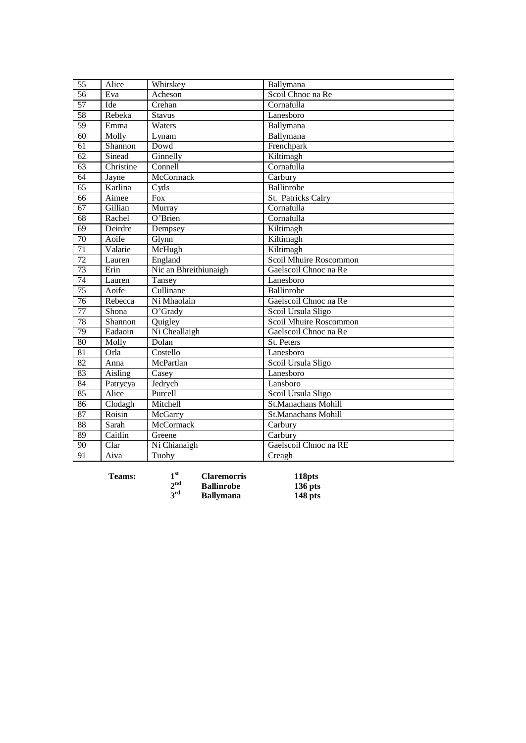| 55 | Alice | Whirskey | Ballymana |
|---|---|---|---|
| 56 | Eva | Acheson | Scoil Chnoc na Re |
| 57 | Ide | Crehan | Cornafulla |
| 58 | Rebeka | Stavus | Lanesboro |
| 59 | Emma | Waters | Ballymana |
| 60 | Molly | Lynam | Ballymana |
| 61 | Shannon | Dowd | Frenchpark |
| 62 | Sinead | Ginnelly | Kiltimagh |
| 63 | Christine | Connell | Cornafulla |
| 64 | Jayne | McCormack | Carbury |
| 65 | Karlina | Cyds | Ballinrobe |
| 66 | Aimee | Fox | St. Patricks Calry |
| 67 | Gillian | Murray | Cornafulla |
| 68 | Rachel | O'Brien | Cornafulla |
| 69 | Deirdre | Dempsey | Kiltimagh |
| 70 | Aoife | Glynn | Kiltimagh |
| 71 | Valarie | McHugh | Kiltimagh |
| 72 | Lauren | England | Scoil Mhuire Roscommon |
| 73 | Erin | Nic an Bhreithiunaigh | Gaelscoil Chnoc na Re |
| 74 | Lauren | Tansey | Lanesboro |
| 75 | Aoife | Cullinane | Ballinrobe |
| 76 | Rebecca | Ni Mhaolain | Gaelscoil Chnoc na Re |
| 77 | Shona | O'Grady | Scoil Ursula Sligo |
| 78 | Shannon | Quigley | Scoil Mhuire Roscommon |
| 79 | Eadaoin | Ni Cheallaigh | Gaelscoil Chnoc na Re |
| 80 | Molly | Dolan | St. Peters |
| 81 | Orla | Costello | Lanesboro |
| 82 | Anna | McPartlan | Scoil Ursula Sligo |
| 83 | Aisling | Casey | Lanesboro |
| 84 | Patrycya | Jedrych | Lansboro |
| 85 | Alice | Purcell | Scoil Ursula Sligo |
| 86 | Clodagh | Mitchell | St.Manachans Mohill |
| 87 | Roisin | McGarry | St.Manachans Mohill |
| 88 | Sarah | McCormack | Carbury |
| 89 | Caitlin | Greene | Carbury |
| 90 | Clar | Ni Chianaigh | Gaelscoil Chnoc na RE |
| 91 | Aiva | Tuohy | Creagh |

| **Teams:** | **1st** | **Claremorris** | **118pts** |
|---|---|---|---|
| | **2nd** | **Ballinrobe** | **136 pts** |
| | **3rd** | **Ballymana** | **148 pts** |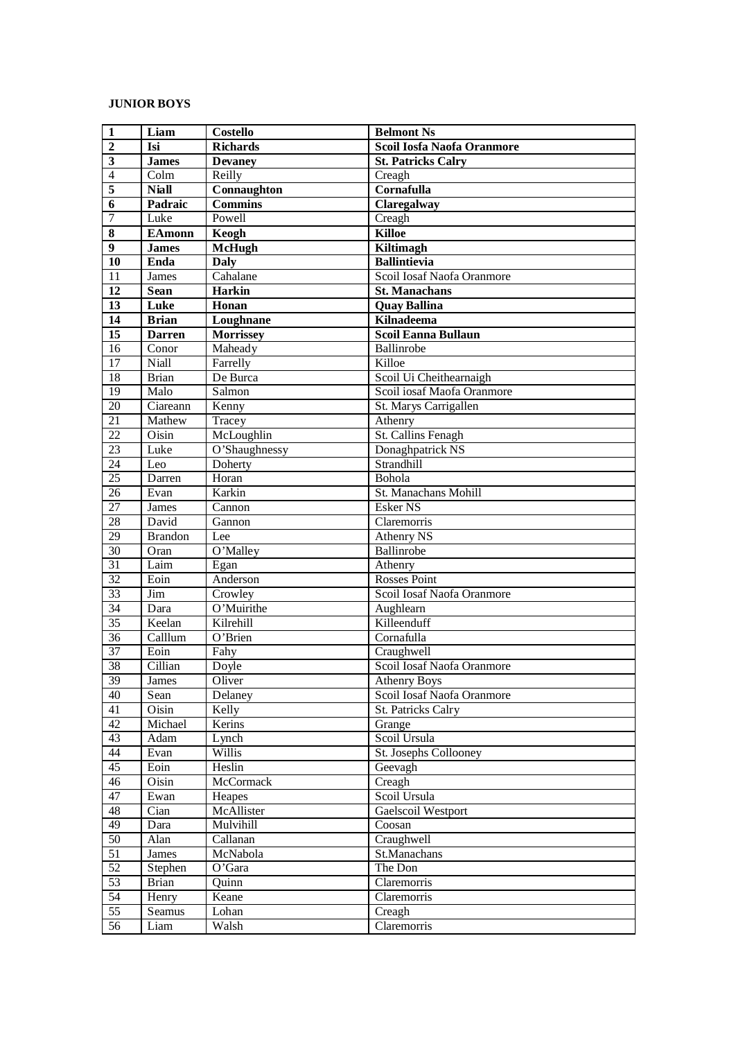**JUNIOR BOYS**

| **1** | **Liam** | **Costello** | **Belmont Ns** |
|---|---|---|---|
| **2** | **Isi** | **Richards** | **Scoil Iosfa Naofa Oranmore** |
| **3** | **James** | **Devaney** | **St. Patricks Calry** |
| 4 | Colm | Reilly | Creagh |
| **5** | **Niall** | **Connaughton** | **Cornafulla** |
| **6** | **Padraic** | **Commins** | **Claregalway** |
| 7 | Luke | Powell | Creagh |
| **8** | **EAmonn** | **Keogh** | **Killoe** |
| **9** | **James** | **McHugh** | **Kiltimagh** |
| **10** | **Enda** | **Daly** | **Ballintievia** |
| 11 | James | Cahalane | Scoil Iosaf Naofa Oranmore |
| **12** | **Sean** | **Harkin** | **St. Manachans** |
| **13** | **Luke** | **Honan** | **Quay Ballina** |
| **14** | **Brian** | **Loughnane** | **Kilnadeema** |
| **15** | **Darren** | **Morrissey** | **Scoil Eanna Bullaun** |
| 16 | Conor | Maheady | Ballinrobe |
| 17 | Niall | Farrelly | Killoe |
| 18 | Brian | De Burca | Scoil Ui Cheithearnaigh |
| 19 | Malo | Salmon | Scoil iosaf Naofa Oranmore |
| 20 | Ciareann | Kenny | St. Marys Carrigallen |
| 21 | Mathew | Tracey | Athenry |
| 22 | Oisin | McLoughlin | St. Callins Fenagh |
| 23 | Luke | O'Shaughnessy | Donaghpatrick NS |
| 24 | Leo | Doherty | Strandhill |
| 25 | Darren | Horan | Bohola |
| 26 | Evan | Karkin | St. Manachans Mohill |
| 27 | James | Cannon | Esker NS |
| 28 | David | Gannon | Claremorris |
| 29 | Brandon | Lee | Athenry NS |
| 30 | Oran | O'Malley | Ballinrobe |
| 31 | Laim | Egan | Athenry |
| 32 | Eoin | Anderson | Rosses Point |
| 33 | Jim | Crowley | Scoil Iosaf Naofa Oranmore |
| 34 | Dara | O'Muirithe | Aughlearn |
| 35 | Keelan | Kilrehill | Killeenduff |
| 36 | Calllum | O'Brien | Cornafulla |
| 37 | Eoin | Fahy | Craughwell |
| 38 | Cillian | Doyle | Scoil Iosaf Naofa Oranmore |
| 39 | James | Oliver | Athenry Boys |
| 40 | Sean | Delaney | Scoil Iosaf Naofa Oranmore |
| 41 | Oisin | Kelly | St. Patricks Calry |
| 42 | Michael | Kerins | Grange |
| 43 | Adam | Lynch | Scoil Ursula |
| 44 | Evan | Willis | St. Josephs Collooney |
| 45 | Eoin | Heslin | Geevagh |
| 46 | Oisin | McCormack | Creagh |
| 47 | Ewan | Heapes | Scoil Ursula |
| 48 | Cian | McAllister | Gaelscoil Westport |
| 49 | Dara | Mulvihill | Coosan |
| 50 | Alan | Callanan | Craughwell |
| 51 | James | McNabola | St.Manachans |
| 52 | Stephen | O'Gara | The Don |
| 53 | Brian | Quinn | Claremorris |
| 54 | Henry | Keane | Claremorris |
| 55 | Seamus | Lohan | Creagh |
| 56 | Liam | Walsh | Claremorris |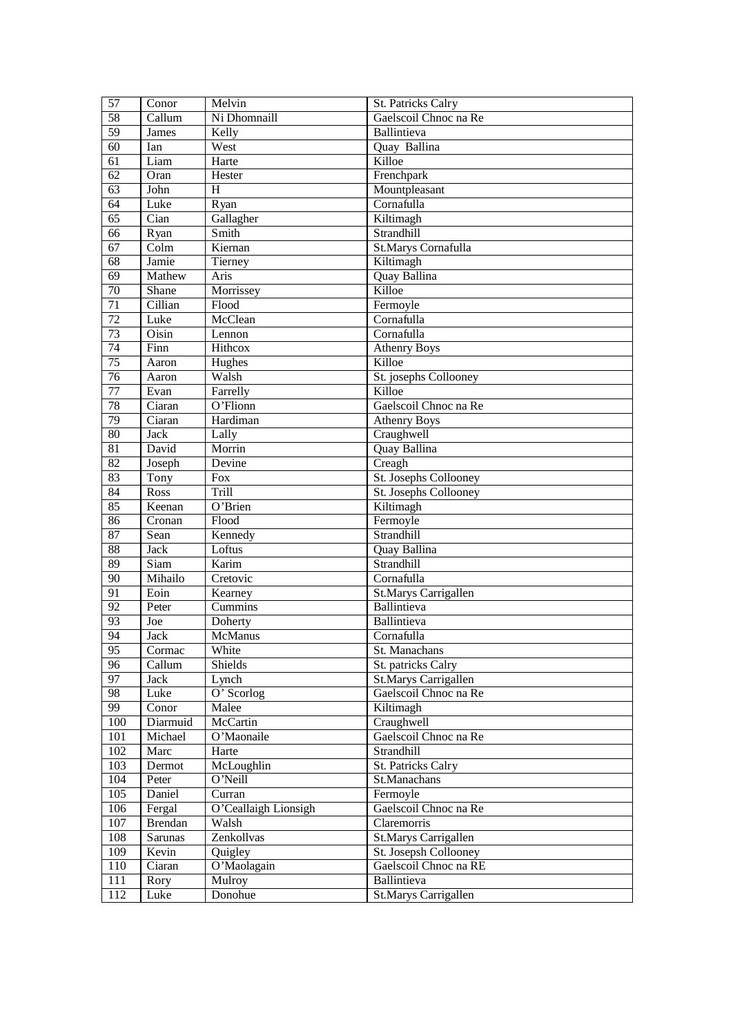| 57 | Conor | Melvin | St. Patricks Calry |
|---|---|---|---|
| 58 | Callum | Ni Dhomnaill | Gaelscoil Chnoc na Re |
| 59 | James | Kelly | Ballintieva |
| 60 | Ian | West | Quay Ballina |
| 61 | Liam | Harte | Killoe |
| 62 | Oran | Hester | Frenchpark |
| 63 | John | H | Mountpleasant |
| 64 | Luke | Ryan | Cornafulla |
| 65 | Cian | Gallagher | Kiltimagh |
| 66 | Ryan | Smith | Strandhill |
| 67 | Colm | Kiernan | St.Marys Cornafulla |
| 68 | Jamie | Tierney | Kiltimagh |
| 69 | Mathew | Aris | Quay Ballina |
| 70 | Shane | Morrissey | Killoe |
| 71 | Cillian | Flood | Fermoyle |
| 72 | Luke | McClean | Cornafulla |
| 73 | Oisin | Lennon | Cornafulla |
| 74 | Finn | Hithcox | Athenry Boys |
| 75 | Aaron | Hughes | Killoe |
| 76 | Aaron | Walsh | St. josephs Collooney |
| 77 | Evan | Farrelly | Killoe |
| 78 | Ciaran | O'Flionn | Gaelscoil Chnoc na Re |
| 79 | Ciaran | Hardiman | Athenry Boys |
| 80 | Jack | Lally | Craughwell |
| 81 | David | Morrin | Quay Ballina |
| 82 | Joseph | Devine | Creagh |
| 83 | Tony | Fox | St. Josephs Collooney |
| 84 | Ross | Trill | St. Josephs Collooney |
| 85 | Keenan | O'Brien | Kiltimagh |
| 86 | Cronan | Flood | Fermoyle |
| 87 | Sean | Kennedy | Strandhill |
| 88 | Jack | Loftus | Quay Ballina |
| 89 | Siam | Karim | Strandhill |
| 90 | Mihailo | Cretovic | Cornafulla |
| 91 | Eoin | Kearney | St.Marys Carrigallen |
| 92 | Peter | Cummins | Ballintieva |
| 93 | Joe | Doherty | Ballintieva |
| 94 | Jack | McManus | Cornafulla |
| 95 | Cormac | White | St. Manachans |
| 96 | Callum | Shields | St. patricks Calry |
| 97 | Jack | Lynch | St.Marys Carrigallen |
| 98 | Luke | O' Scorlog | Gaelscoil Chnoc na Re |
| 99 | Conor | Malee | Kiltimagh |
| 100 | Diarmuid | McCartin | Craughwell |
| 101 | Michael | O'Maonaile | Gaelscoil Chnoc na Re |
| 102 | Marc | Harte | Strandhill |
| 103 | Dermot | McLoughlin | St. Patricks Calry |
| 104 | Peter | O'Neill | St.Manachans |
| 105 | Daniel | Curran | Fermoyle |
| 106 | Fergal | O'Ceallaigh Lionsigh | Gaelscoil Chnoc na Re |
| 107 | Brendan | Walsh | Claremorris |
| 108 | Sarunas | Zenkollvas | St.Marys Carrigallen |
| 109 | Kevin | Quigley | St. Josepsh Collooney |
| 110 | Ciaran | O'Maolagain | Gaelscoil Chnoc na RE |
| 111 | Rory | Mulroy | Ballintieva |
| 112 | Luke | Donohue | St.Marys Carrigallen |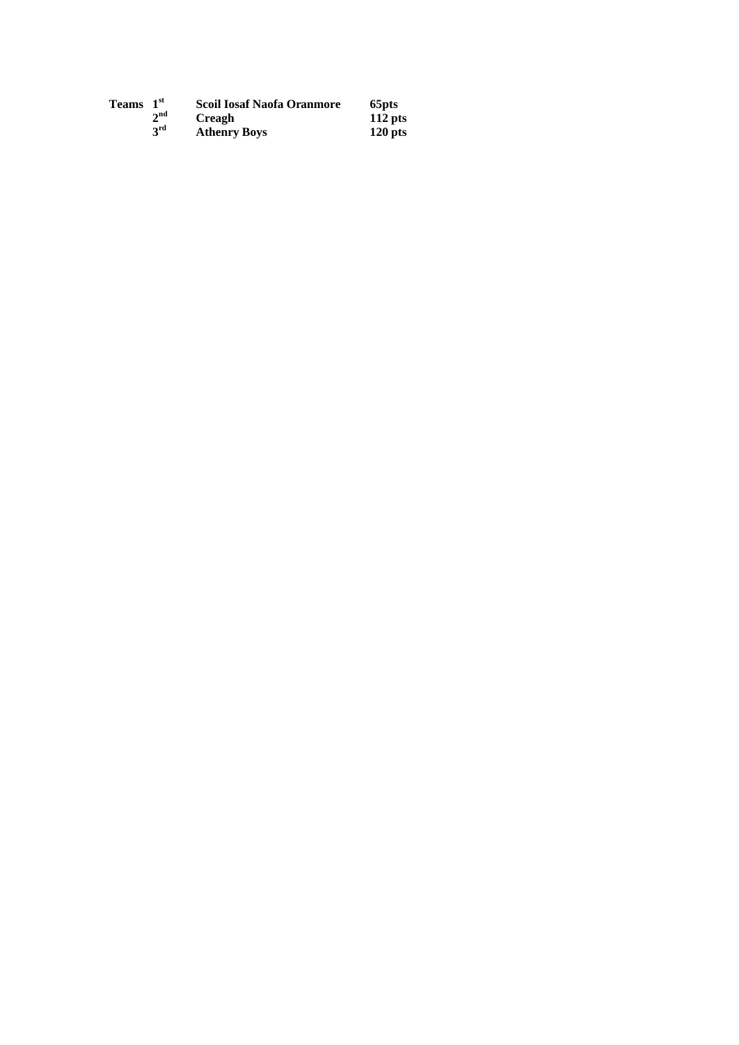| **Teams** | **1st** | **Scoil Iosaf Naofa Oranmore** | **65pts** |
| --- | --- | --- | --- |
| | **2nd** | **Creagh** | **112 pts** |
| | **3rd** | **Athenry Boys** | **120 pts** |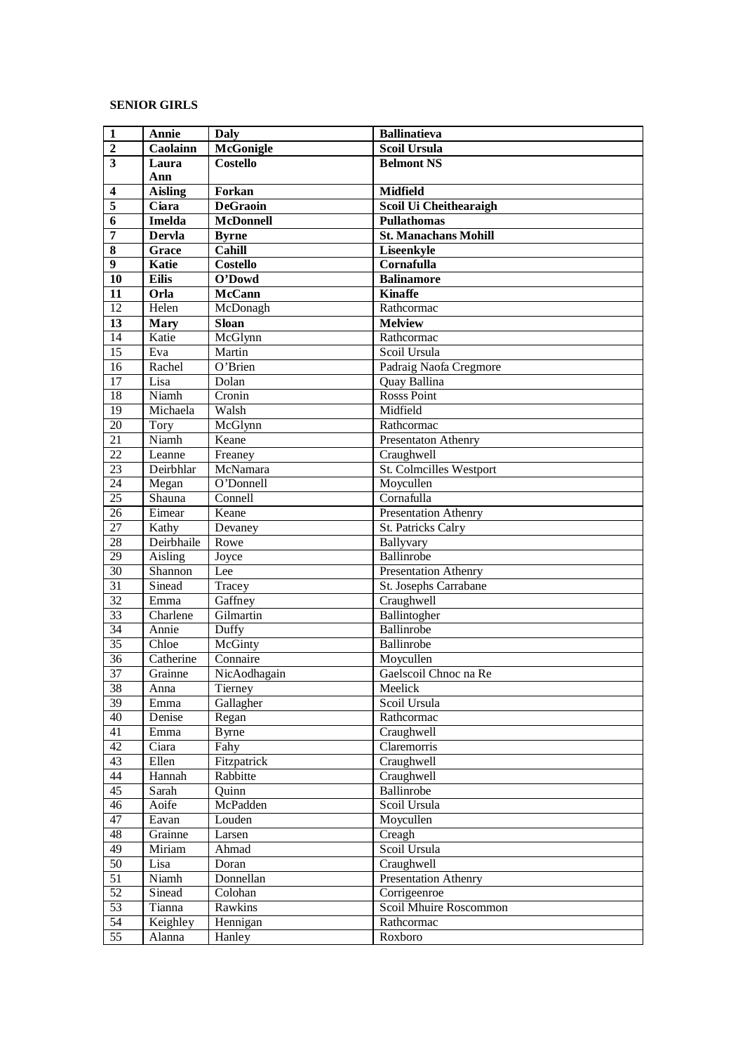**SENIOR GIRLS**

| | | | |
|---|---|---|---|
| **1** | **Annie** | **Daly** | **Ballinatieva** |
| **2** | **Caolainn** | **McGonigle** | **Scoil Ursula** |
| **3** | **Laura Ann** | **Costello** | **Belmont NS** |
| **4** | **Aisling** | **Forkan** | **Midfield** |
| **5** | **Ciara** | **DeGraoin** | **Scoil Ui Cheithearaigh** |
| **6** | **Imelda** | **McDonnell** | **Pullathomas** |
| **7** | **Dervla** | **Byrne** | **St. Manachans Mohill** |
| **8** | **Grace** | **Cahill** | **Liseenkyle** |
| **9** | **Katie** | **Costello** | **Cornafulla** |
| **10** | **Eilis** | **O'Dowd** | **Balinamore** |
| **11** | **Orla** | **McCann** | **Kinaffe** |
| 12 | Helen | McDonagh | Rathcormac |
| **13** | **Mary** | **Sloan** | **Melview** |
| 14 | Katie | McGlynn | Rathcormac |
| 15 | Eva | Martin | Scoil Ursula |
| 16 | Rachel | O'Brien | Padraig Naofa Cregmore |
| 17 | Lisa | Dolan | Quay Ballina |
| 18 | Niamh | Cronin | Rosss Point |
| 19 | Michaela | Walsh | Midfield |
| 20 | Tory | McGlynn | Rathcormac |
| 21 | Niamh | Keane | Presentaton Athenry |
| 22 | Leanne | Freaney | Craughwell |
| 23 | Deirbhlar | McNamara | St. Colmcilles Westport |
| 24 | Megan | O'Donnell | Moycullen |
| 25 | Shauna | Connell | Cornafulla |
| 26 | Eimear | Keane | Presentation Athenry |
| 27 | Kathy | Devaney | St. Patricks Calry |
| 28 | Deirbhaile | Rowe | Ballyvary |
| 29 | Aisling | Joyce | Ballinrobe |
| 30 | Shannon | Lee | Presentation Athenry |
| 31 | Sinead | Tracey | St. Josephs Carrabane |
| 32 | Emma | Gaffney | Craughwell |
| 33 | Charlene | Gilmartin | Ballintogher |
| 34 | Annie | Duffy | Ballinrobe |
| 35 | Chloe | McGinty | Ballinrobe |
| 36 | Catherine | Connaire | Moycullen |
| 37 | Grainne | NicAodhagain | Gaelscoil Chnoc na Re |
| 38 | Anna | Tierney | Meelick |
| 39 | Emma | Gallagher | Scoil Ursula |
| 40 | Denise | Regan | Rathcormac |
| 41 | Emma | Byrne | Craughwell |
| 42 | Ciara | Fahy | Claremorris |
| 43 | Ellen | Fitzpatrick | Craughwell |
| 44 | Hannah | Rabbitte | Craughwell |
| 45 | Sarah | Quinn | Ballinrobe |
| 46 | Aoife | McPadden | Scoil Ursula |
| 47 | Eavan | Louden | Moycullen |
| 48 | Grainne | Larsen | Creagh |
| 49 | Miriam | Ahmad | Scoil Ursula |
| 50 | Lisa | Doran | Craughwell |
| 51 | Niamh | Donnellan | Presentation Athenry |
| 52 | Sinead | Colohan | Corrigeenroe |
| 53 | Tianna | Rawkins | Scoil Mhuire Roscommon |
| 54 | Keighley | Hennigan | Rathcormac |
| 55 | Alanna | Hanley | Roxboro |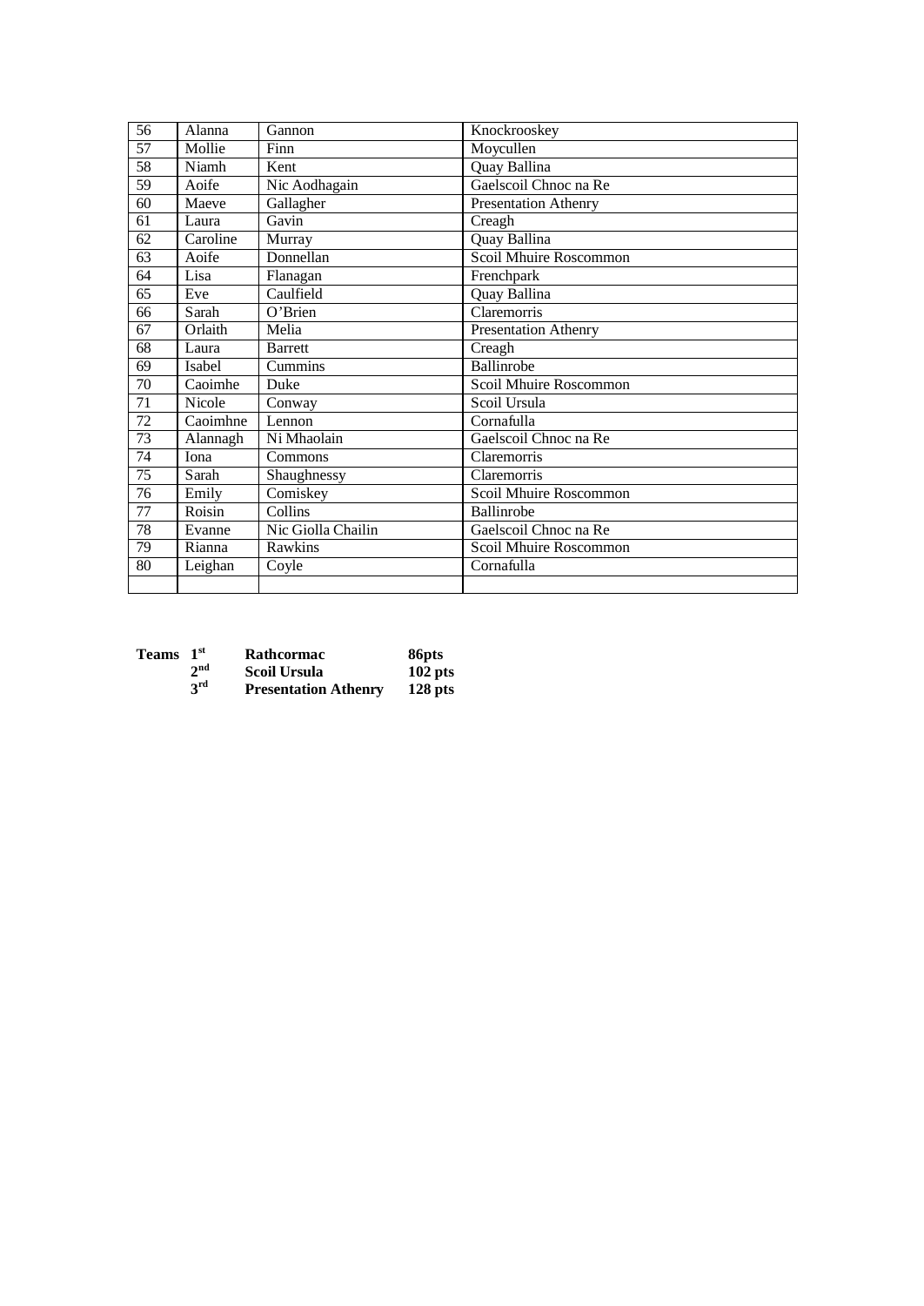| 56 | Alanna | Gannon | Knockrooskey |
|---|---|---|---|
| 57 | Mollie | Finn | Moycullen |
| 58 | Niamh | Kent | Quay Ballina |
| 59 | Aoife | Nic Aodhagain | Gaelscoil Chnoc na Re |
| 60 | Maeve | Gallagher | Presentation Athenry |
| 61 | Laura | Gavin | Creagh |
| 62 | Caroline | Murray | Quay Ballina |
| 63 | Aoife | Donnellan | Scoil Mhuire Roscommon |
| 64 | Lisa | Flanagan | Frenchpark |
| 65 | Eve | Caulfield | Quay Ballina |
| 66 | Sarah | O'Brien | Claremorris |
| 67 | Orlaith | Melia | Presentation Athenry |
| 68 | Laura | Barrett | Creagh |
| 69 | Isabel | Cummins | Ballinrobe |
| 70 | Caoimhe | Duke | Scoil Mhuire Roscommon |
| 71 | Nicole | Conway | Scoil Ursula |
| 72 | Caoimhne | Lennon | Cornafulla |
| 73 | Alannagh | Ni Mhaolain | Gaelscoil Chnoc na Re |
| 74 | Iona | Commons | Claremorris |
| 75 | Sarah | Shaughnessy | Claremorris |
| 76 | Emily | Comiskey | Scoil Mhuire Roscommon |
| 77 | Roisin | Collins | Ballinrobe |
| 78 | Evanne | Nic Giolla Chailin | Gaelscoil Chnoc na Re |
| 79 | Rianna | Rawkins | Scoil Mhuire Roscommon |
| 80 | Leighan | Coyle | Cornafulla |
| | | | |

| **Teams** | **1st** | **Rathcormac** | **86pts** |
|---|---|---|---|
| | **2nd** | **Scoil Ursula** | **102 pts** |
| | **3rd** | **Presentation Athenry** | **128 pts** |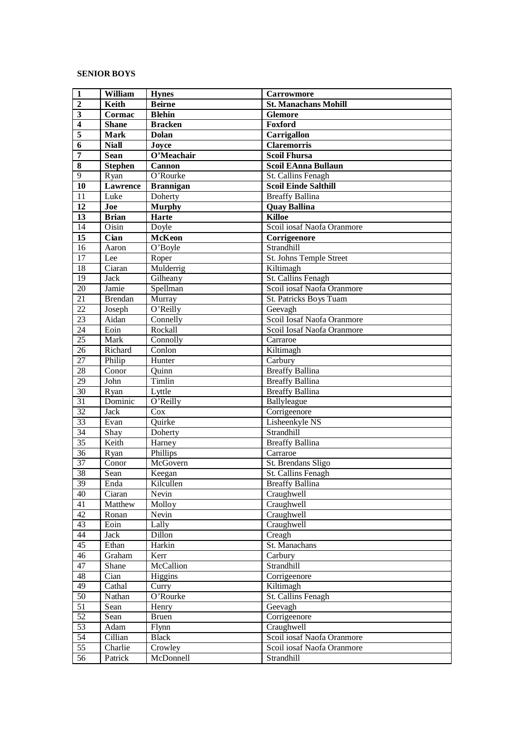**SENIOR BOYS**

| | | | |
|---|---|---|---|
| **1** | **William** | **Hynes** | **Carrowmore** |
| **2** | **Keith** | **Beirne** | **St. Manachans Mohill** |
| **3** | **Cormac** | **Blehin** | **Glemore** |
| **4** | **Shane** | **Bracken** | **Foxford** |
| **5** | **Mark** | **Dolan** | **Carrigallon** |
| **6** | **Niall** | **Joyce** | **Claremorris** |
| **7** | **Sean** | **O'Meachair** | **Scoil Fhursa** |
| **8** | **Stephen** | **Cannon** | **Scoil EAnna Bullaun** |
| 9 | Ryan | O'Rourke | St. Callins Fenagh |
| **10** | **Lawrence** | **Brannigan** | **Scoil Einde Salthill** |
| 11 | Luke | Doherty | Breaffy Ballina |
| **12** | **Joe** | **Murphy** | **Quay Ballina** |
| **13** | **Brian** | **Harte** | **Killoe** |
| 14 | Oisin | Doyle | Scoil iosaf Naofa Oranmore |
| **15** | **Cian** | **McKeon** | **Corrigeenore** |
| 16 | Aaron | O'Boyle | Strandhill |
| 17 | Lee | Roper | St. Johns Temple Street |
| 18 | Ciaran | Mulderrig | Kiltimagh |
| 19 | Jack | Gilheany | St. Callins Fenagh |
| 20 | Jamie | Spellman | Scoil iosaf Naofa Oranmore |
| 21 | Brendan | Murray | St. Patricks Boys Tuam |
| 22 | Joseph | O'Reilly | Geevagh |
| 23 | Aidan | Connelly | Scoil Iosaf Naofa Oranmore |
| 24 | Eoin | Rockall | Scoil Iosaf Naofa Oranmore |
| 25 | Mark | Connolly | Carraroe |
| 26 | Richard | Conlon | Kiltimagh |
| 27 | Philip | Hunter | Carbury |
| 28 | Conor | Quinn | Breaffy Ballina |
| 29 | John | Timlin | Breaffy Ballina |
| 30 | Ryan | Lyttle | Breaffy Ballina |
| 31 | Dominic | O'Reilly | Ballyleague |
| 32 | Jack | Cox | Corrigeenore |
| 33 | Evan | Quirke | Lisheenkyle NS |
| 34 | Shay | Doherty | Strandhill |
| 35 | Keith | Harney | Breaffy Ballina |
| 36 | Ryan | Phillips | Carraroe |
| 37 | Conor | McGovern | St. Brendans Sligo |
| 38 | Sean | Keegan | St. Callins Fenagh |
| 39 | Enda | Kilcullen | Breaffy Ballina |
| 40 | Ciaran | Nevin | Craughwell |
| 41 | Matthew | Molloy | Craughwell |
| 42 | Ronan | Nevin | Craughwell |
| 43 | Eoin | Lally | Craughwell |
| 44 | Jack | Dillon | Creagh |
| 45 | Ethan | Harkin | St. Manachans |
| 46 | Graham | Kerr | Carbury |
| 47 | Shane | McCallion | Strandhill |
| 48 | Cian | Higgins | Corrigeenore |
| 49 | Cathal | Curry | Kiltimagh |
| 50 | Nathan | O'Rourke | St. Callins Fenagh |
| 51 | Sean | Henry | Geevagh |
| 52 | Sean | Bruen | Corrigeenore |
| 53 | Adam | Flynn | Craughwell |
| 54 | Cillian | Black | Scoil iosaf Naofa Oranmore |
| 55 | Charlie | Crowley | Scoil iosaf Naofa Oranmore |
| 56 | Patrick | McDonnell | Strandhill |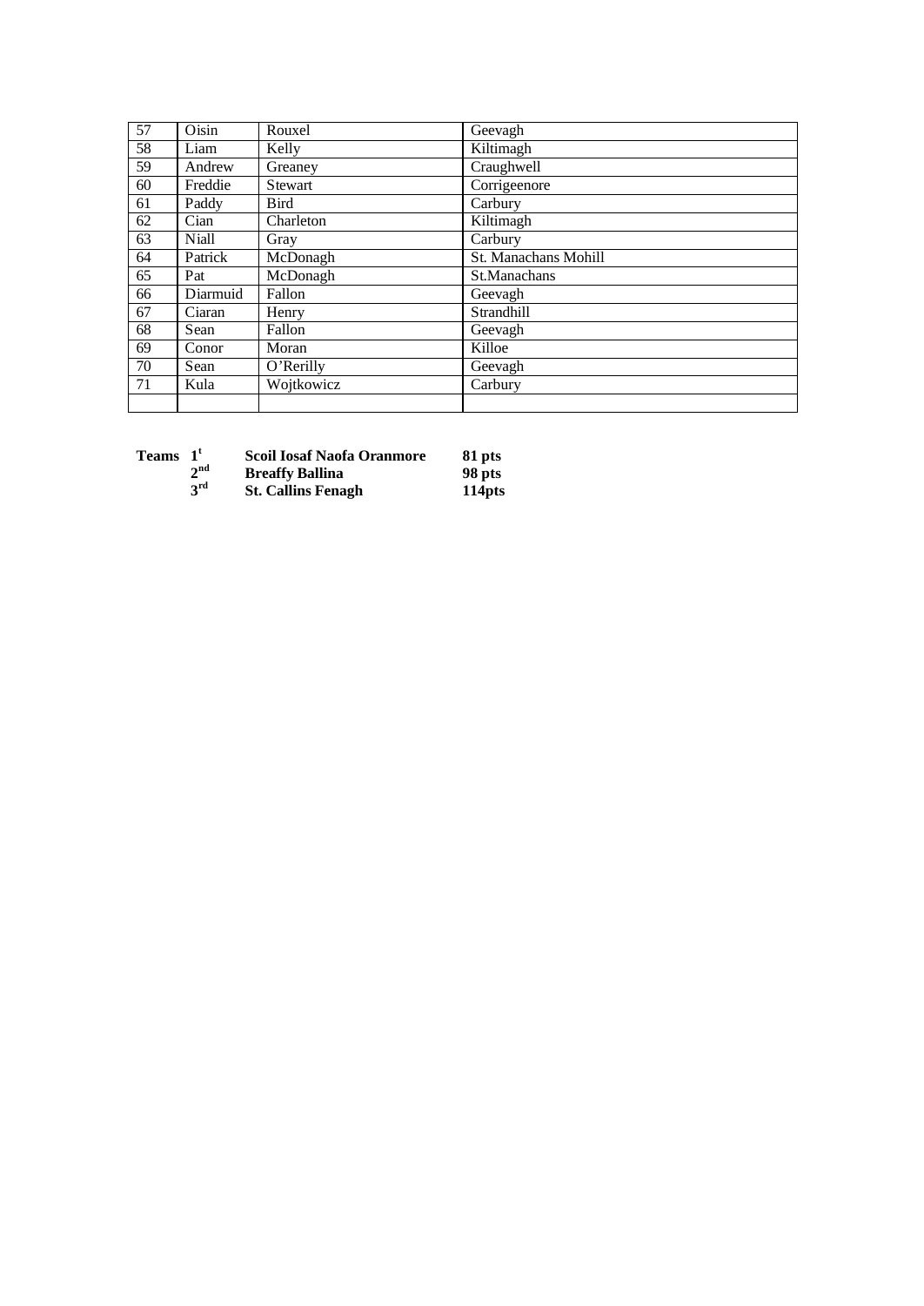| | | | |
|---|---|---|---|
| 57 | Oisin | Rouxel | Geevagh |
| 58 | Liam | Kelly | Kiltimagh |
| 59 | Andrew | Greaney | Craughwell |
| 60 | Freddie | Stewart | Corrigeenore |
| 61 | Paddy | Bird | Carbury |
| 62 | Cian | Charleton | Kiltimagh |
| 63 | Niall | Gray | Carbury |
| 64 | Patrick | McDonagh | St. Manachans Mohill |
| 65 | Pat | McDonagh | St.Manachans |
| 66 | Diarmuid | Fallon | Geevagh |
| 67 | Ciaran | Henry | Strandhill |
| 68 | Sean | Fallon | Geevagh |
| 69 | Conor | Moran | Killoe |
| 70 | Sean | O'Rerilly | Geevagh |
| 71 | Kula | Wojtkowicz | Carbury |
| | | | |

| | | | |
|---|---|---|---|
| **Teams** | **1t** | **Scoil Iosaf Naofa Oranmore** | **81 pts** |
| | **2nd** | **Breaffy Ballina** | **98 pts** |
| | **3rd** | **St. Callins Fenagh** | **114pts** |